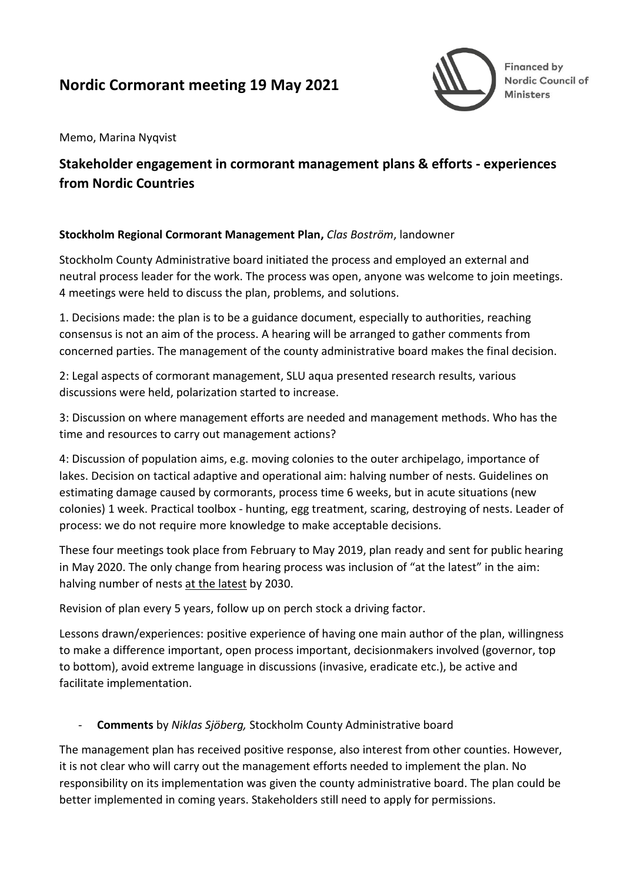# Nordic Cormorant meeting 19 May 2021

Financed by Nordic Council of Ministers

Memo, Marina Nyqvist

## Stakeholder engagement in cormorant management plans & efforts - experiences from Nordic Countries

**Stockholm Regional Cormorant Management Plan,** *Clas Boström*, landowner

Stockholm County Administrative board initiated the process and employed an external and neutral process leader for the work. The process was open, anyone was welcome to join meetings. 4 meetings were held to discuss the plan, problems, and solutions.

1. Decisions made: the plan is to be a guidance document, especially to authorities, reaching consensus is not an aim of the process. A hearing will be arranged to gather comments from concerned parties. The management of the county administrative board makes the final decision.

2: Legal aspects of cormorant management, SLU aqua presented research results, various discussions were held, polarization started to increase.

3: Discussion on where management efforts are needed and management methods. Who has the time and resources to carry out management actions?

4: Discussion of population aims, e.g. moving colonies to the outer archipelago, importance of lakes. Decision on tactical adaptive and operational aim: halving number of nests. Guidelines on estimating damage caused by cormorants, process time 6 weeks, but in acute situations (new colonies) 1 week. Practical toolbox - hunting, egg treatment, scaring, destroying of nests. Leader of process: we do not require more knowledge to make acceptable decisions.

These four meetings took place from February to May 2019, plan ready and sent for public hearing in May 2020. The only change from hearing process was inclusion of "at the latest" in the aim: halving number of nests <u>at the latest</u> by 2030.

Revision of plan every 5 years, follow up on perch stock a driving factor.

Lessons drawn/experiences: positive experience of having one main author of the plan, willingness to make a difference important, open process important, decisionmakers involved (governor, top to bottom), avoid extreme language in discussions (invasive, eradicate etc.), be active and facilitate implementation.

- **Comments** by *Niklas Sjöberg,* Stockholm County Administrative board

The management plan has received positive response, also interest from other counties. However, it is not clear who will carry out the management efforts needed to implement the plan. No responsibility on its implementation was given the county administrative board. The plan could be better implemented in coming years. Stakeholders still need to apply for permissions.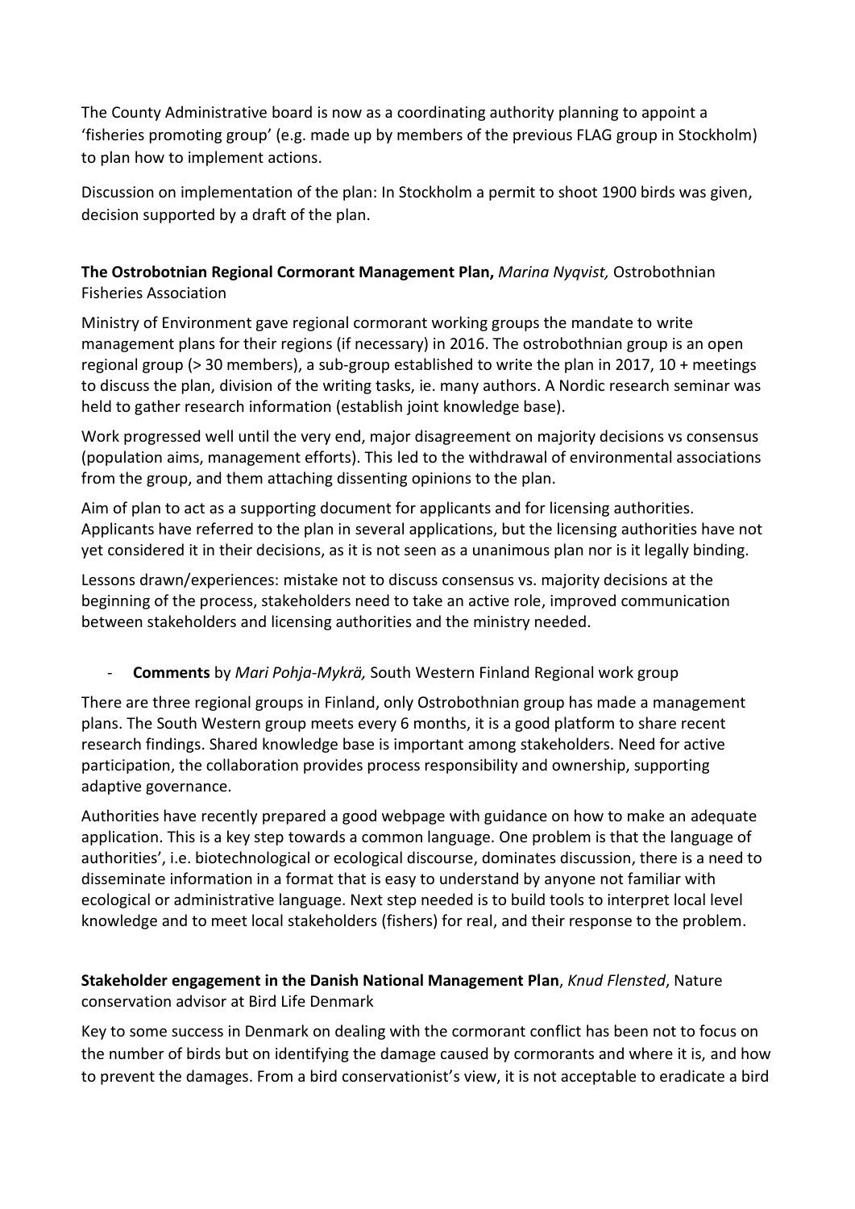The County Administrative board is now as a coordinating authority planning to appoint a 'fisheries promoting group' (e.g. made up by members of the previous FLAG group in Stockholm) to plan how to implement actions.

Discussion on implementation of the plan: In Stockholm a permit to shoot 1900 birds was given, decision supported by a draft of the plan.

**The Ostrobotnian Regional Cormorant Management Plan,** *Marina Nyqvist,* Ostrobothnian Fisheries Association

Ministry of Environment gave regional cormorant working groups the mandate to write management plans for their regions (if necessary) in 2016. The ostrobothnian group is an open regional group (> 30 members), a sub-group established to write the plan in 2017, 10 + meetings to discuss the plan, division of the writing tasks, ie. many authors. A Nordic research seminar was held to gather research information (establish joint knowledge base).

Work progressed well until the very end, major disagreement on majority decisions vs consensus (population aims, management efforts). This led to the withdrawal of environmental associations from the group, and them attaching dissenting opinions to the plan.

Aim of plan to act as a supporting document for applicants and for licensing authorities. Applicants have referred to the plan in several applications, but the licensing authorities have not yet considered it in their decisions, as it is not seen as a unanimous plan nor is it legally binding.

Lessons drawn/experiences: mistake not to discuss consensus vs. majority decisions at the beginning of the process, stakeholders need to take an active role, improved communication between stakeholders and licensing authorities and the ministry needed.

- **Comments** by *Mari Pohja-Mykrä,* South Western Finland Regional work group

There are three regional groups in Finland, only Ostrobothnian group has made a management plans. The South Western group meets every 6 months, it is a good platform to share recent research findings. Shared knowledge base is important among stakeholders. Need for active participation, the collaboration provides process responsibility and ownership, supporting adaptive governance.

Authorities have recently prepared a good webpage with guidance on how to make an adequate application. This is a key step towards a common language. One problem is that the language of authorities', i.e. biotechnological or ecological discourse, dominates discussion, there is a need to disseminate information in a format that is easy to understand by anyone not familiar with ecological or administrative language. Next step needed is to build tools to interpret local level knowledge and to meet local stakeholders (fishers) for real, and their response to the problem.

**Stakeholder engagement in the Danish National Management Plan**, *Knud Flensted*, Nature conservation advisor at Bird Life Denmark

Key to some success in Denmark on dealing with the cormorant conflict has been not to focus on the number of birds but on identifying the damage caused by cormorants and where it is, and how to prevent the damages. From a bird conservationist's view, it is not acceptable to eradicate a bird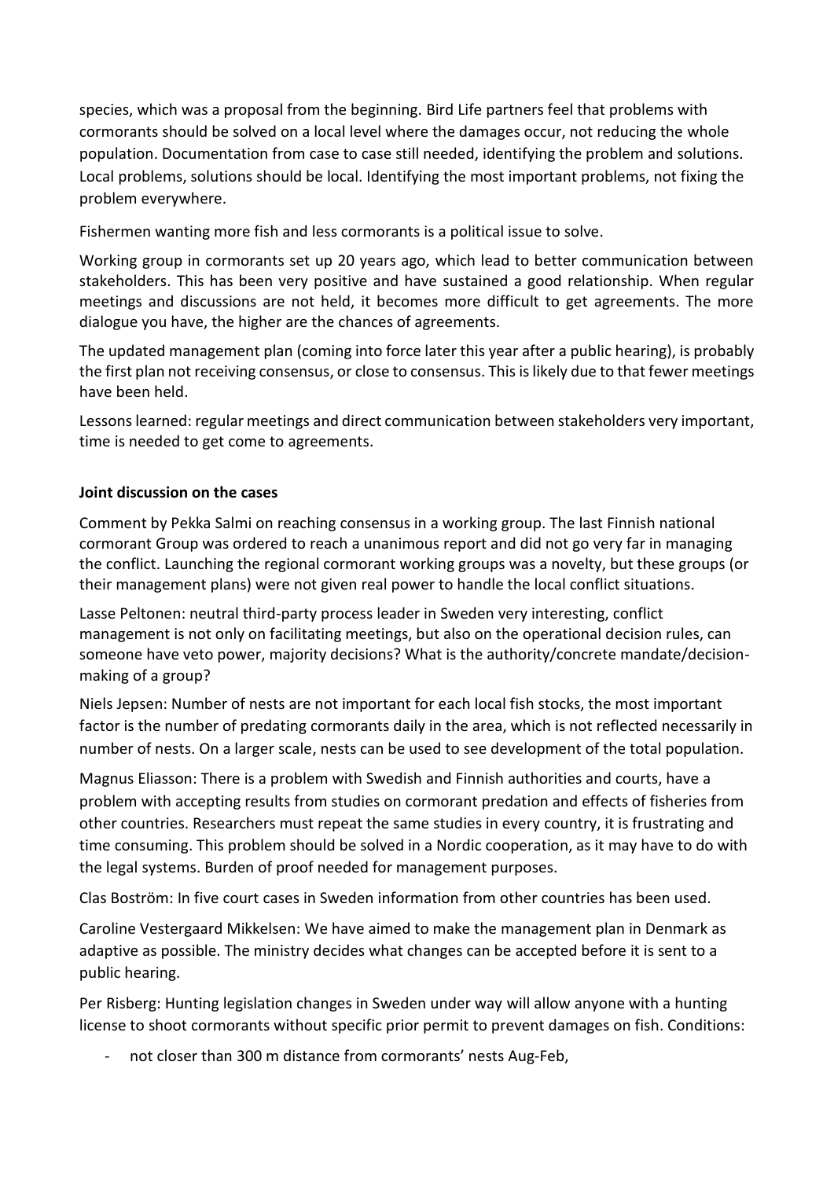species, which was a proposal from the beginning. Bird Life partners feel that problems with cormorants should be solved on a local level where the damages occur, not reducing the whole population. Documentation from case to case still needed, identifying the problem and solutions. Local problems, solutions should be local. Identifying the most important problems, not fixing the problem everywhere.

Fishermen wanting more fish and less cormorants is a political issue to solve.

Working group in cormorants set up 20 years ago, which lead to better communication between stakeholders. This has been very positive and have sustained a good relationship. When regular meetings and discussions are not held, it becomes more difficult to get agreements. The more dialogue you have, the higher are the chances of agreements.

The updated management plan (coming into force later this year after a public hearing), is probably the first plan not receiving consensus, or close to consensus. This is likely due to that fewer meetings have been held.

Lessons learned: regular meetings and direct communication between stakeholders very important, time is needed to get come to agreements.

**Joint discussion on the cases**

Comment by Pekka Salmi on reaching consensus in a working group. The last Finnish national cormorant Group was ordered to reach a unanimous report and did not go very far in managing the conflict. Launching the regional cormorant working groups was a novelty, but these groups (or their management plans) were not given real power to handle the local conflict situations.

Lasse Peltonen: neutral third-party process leader in Sweden very interesting, conflict management is not only on facilitating meetings, but also on the operational decision rules, can someone have veto power, majority decisions? What is the authority/concrete mandate/decision-making of a group?

Niels Jepsen: Number of nests are not important for each local fish stocks, the most important factor is the number of predating cormorants daily in the area, which is not reflected necessarily in number of nests. On a larger scale, nests can be used to see development of the total population.

Magnus Eliasson: There is a problem with Swedish and Finnish authorities and courts, have a problem with accepting results from studies on cormorant predation and effects of fisheries from other countries. Researchers must repeat the same studies in every country, it is frustrating and time consuming. This problem should be solved in a Nordic cooperation, as it may have to do with the legal systems. Burden of proof needed for management purposes.

Clas Boström: In five court cases in Sweden information from other countries has been used.

Caroline Vestergaard Mikkelsen: We have aimed to make the management plan in Denmark as adaptive as possible. The ministry decides what changes can be accepted before it is sent to a public hearing.

Per Risberg: Hunting legislation changes in Sweden under way will allow anyone with a hunting license to shoot cormorants without specific prior permit to prevent damages on fish. Conditions:

- not closer than 300 m distance from cormorants' nests Aug-Feb,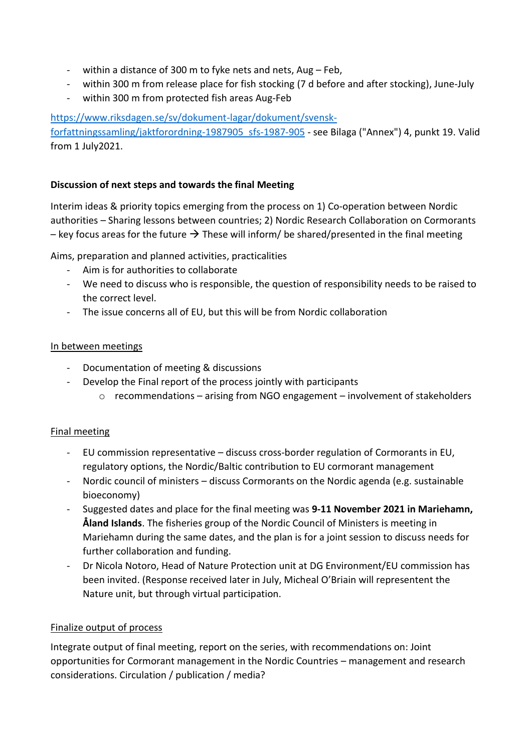- within a distance of 300 m to fyke nets and nets, Aug – Feb,
- within 300 m from release place for fish stocking (7 d before and after stocking), June-July
- within 300 m from protected fish areas Aug-Feb

[https://www.riksdagen.se/sv/dokument-lagar/dokument/svensk-forfattningssamling/jaktforordning-1987905_sfs-1987-905](https://www.riksdagen.se/sv/dokument-lagar/dokument/svensk-forfattningssamling/jaktforordning-1987905_sfs-1987-905) - see Bilaga ("Annex") 4, punkt 19. Valid from 1 July2021.

**Discussion of next steps and towards the final Meeting**

Interim ideas & priority topics emerging from the process on 1) Co-operation between Nordic authorities – Sharing lessons between countries; 2) Nordic Research Collaboration on Cormorants – key focus areas for the future → These will inform/ be shared/presented in the final meeting

Aims, preparation and planned activities, practicalities

- Aim is for authorities to collaborate
- We need to discuss who is responsible, the question of responsibility needs to be raised to the correct level.
- The issue concerns all of EU, but this will be from Nordic collaboration

<u>In between meetings</u>

- Documentation of meeting & discussions
- Develop the Final report of the process jointly with participants
    - recommendations – arising from NGO engagement – involvement of stakeholders

<u>Final meeting</u>

- EU commission representative – discuss cross-border regulation of Cormorants in EU, regulatory options, the Nordic/Baltic contribution to EU cormorant management
- Nordic council of ministers – discuss Cormorants on the Nordic agenda (e.g. sustainable bioeconomy)
- Suggested dates and place for the final meeting was **9-11 November 2021 in Mariehamn, Åland Islands**. The fisheries group of the Nordic Council of Ministers is meeting in Mariehamn during the same dates, and the plan is for a joint session to discuss needs for further collaboration and funding.
- Dr Nicola Notoro, Head of Nature Protection unit at DG Environment/EU commission has been invited. (Response received later in July, Micheal O'Briain will representent the Nature unit, but through virtual participation.

<u>Finalize output of process</u>

Integrate output of final meeting, report on the series, with recommendations on: Joint opportunities for Cormorant management in the Nordic Countries – management and research considerations. Circulation / publication / media?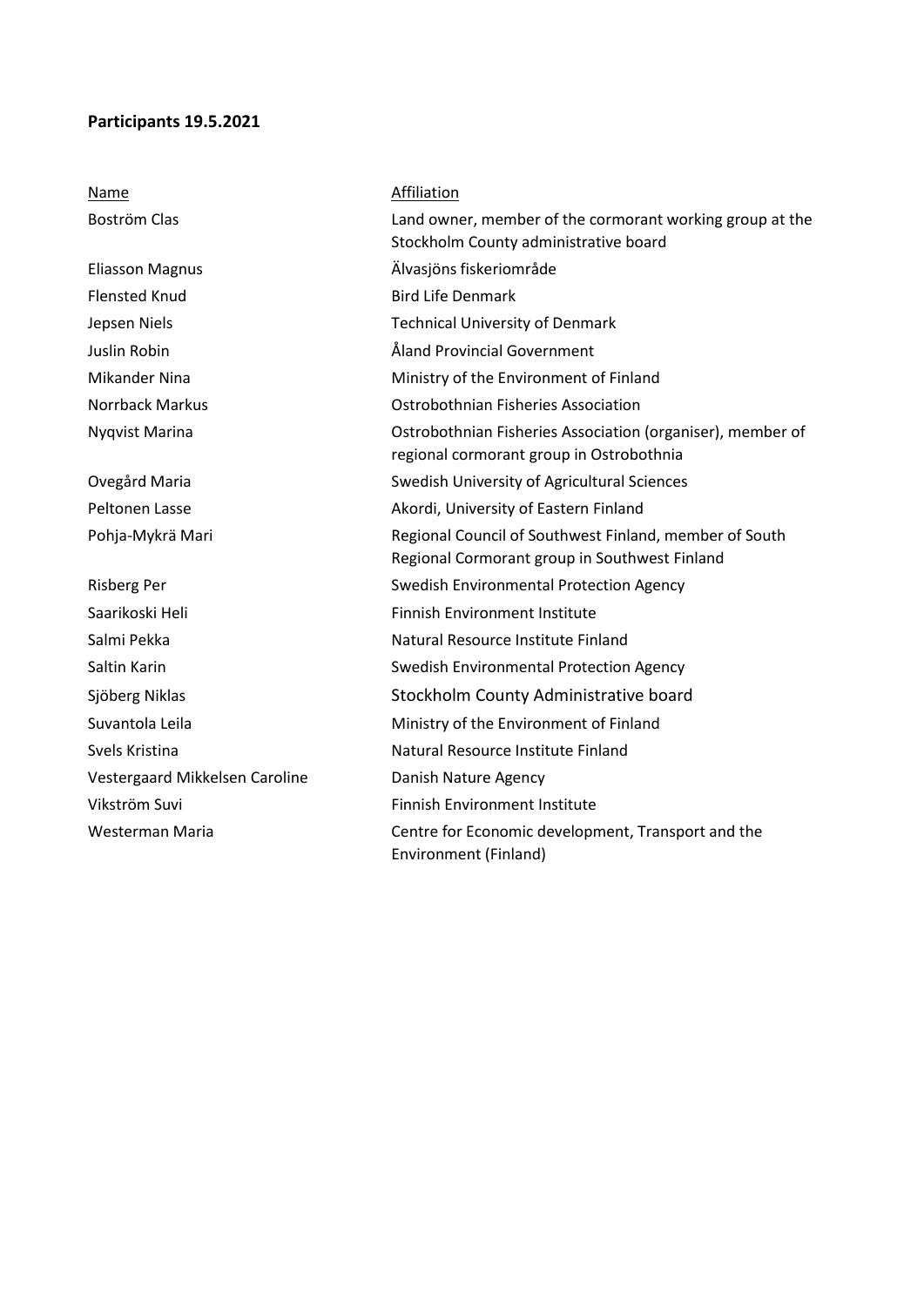**Participants 19.5.2021**

| Name | Affiliation |
|---|---|
| Boström Clas | Land owner, member of the cormorant working group at the Stockholm County administrative board |
| Eliasson Magnus | Älvasjöns fiskeriområde |
| Flensted Knud | Bird Life Denmark |
| Jepsen Niels | Technical University of Denmark |
| Juslin Robin | Åland Provincial Government |
| Mikander Nina | Ministry of the Environment of Finland |
| Norrback Markus | Ostrobothnian Fisheries Association |
| Nyqvist Marina | Ostrobothnian Fisheries Association (organiser), member of regional cormorant group in Ostrobothnia |
| Ovegård Maria | Swedish University of Agricultural Sciences |
| Peltonen Lasse | Akordi, University of Eastern Finland |
| Pohja-Mykrä Mari | Regional Council of Southwest Finland, member of South Regional Cormorant group in Southwest Finland |
| Risberg Per | Swedish Environmental Protection Agency |
| Saarikoski Heli | Finnish Environment Institute |
| Salmi Pekka | Natural Resource Institute Finland |
| Saltin Karin | Swedish Environmental Protection Agency |
| Sjöberg Niklas | Stockholm County Administrative board |
| Suvantola Leila | Ministry of the Environment of Finland |
| Svels Kristina | Natural Resource Institute Finland |
| Vestergaard Mikkelsen Caroline | Danish Nature Agency |
| Vikström Suvi | Finnish Environment Institute |
| Westerman Maria | Centre for Economic development, Transport and the Environment (Finland) |